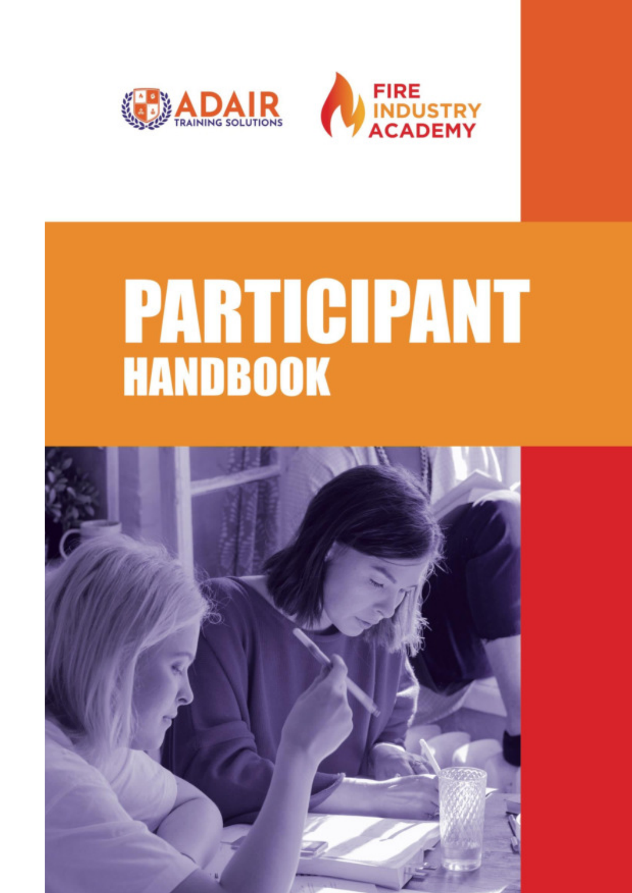ADAIR TRAINING SOLUTIONS

FIRE INDUSTRY ACADEMY

# PARTICIPANT HANDBOOK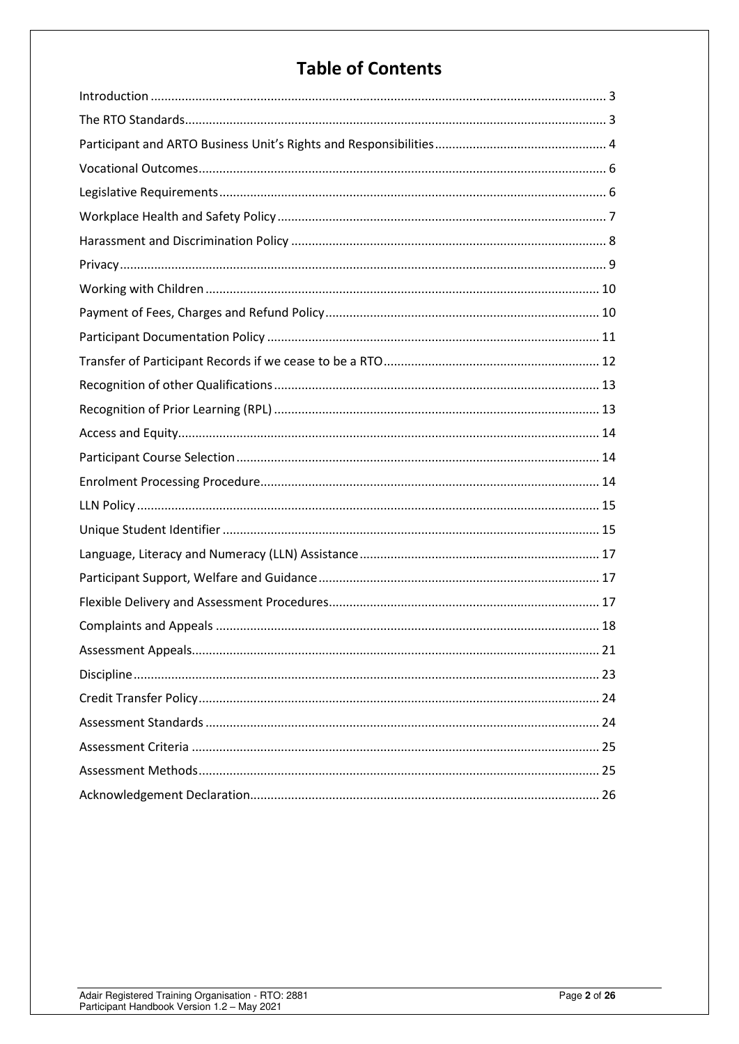# Table of Contents

| | |
|---|---|
| Introduction | 3 |
| The RTO Standards | 3 |
| Participant and ARTO Business Unit's Rights and Responsibilities | 4 |
| Vocational Outcomes | 6 |
| Legislative Requirements | 6 |
| Workplace Health and Safety Policy | 7 |
| Harassment and Discrimination Policy | 8 |
| Privacy | 9 |
| Working with Children | 10 |
| Payment of Fees, Charges and Refund Policy | 10 |
| Participant Documentation Policy | 11 |
| Transfer of Participant Records if we cease to be a RTO | 12 |
| Recognition of other Qualifications | 13 |
| Recognition of Prior Learning (RPL) | 13 |
| Access and Equity | 14 |
| Participant Course Selection | 14 |
| Enrolment Processing Procedure | 14 |
| LLN Policy | 15 |
| Unique Student Identifier | 15 |
| Language, Literacy and Numeracy (LLN) Assistance | 17 |
| Participant Support, Welfare and Guidance | 17 |
| Flexible Delivery and Assessment Procedures | 17 |
| Complaints and Appeals | 18 |
| Assessment Appeals | 21 |
| Discipline | 23 |
| Credit Transfer Policy | 24 |
| Assessment Standards | 24 |
| Assessment Criteria | 25 |
| Assessment Methods | 25 |
| Acknowledgement Declaration | 26 |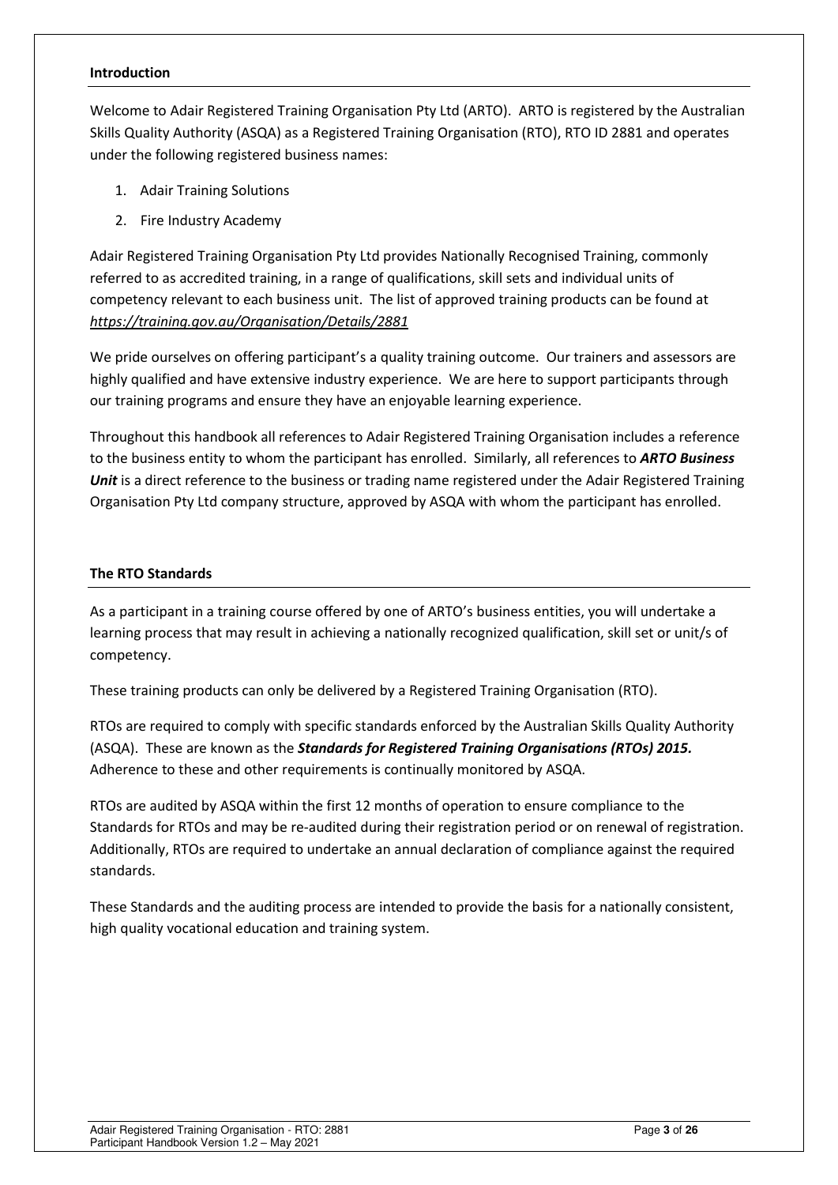## Introduction

Welcome to Adair Registered Training Organisation Pty Ltd (ARTO). ARTO is registered by the Australian Skills Quality Authority (ASQA) as a Registered Training Organisation (RTO), RTO ID 2881 and operates under the following registered business names:

1. Adair Training Solutions
2. Fire Industry Academy

Adair Registered Training Organisation Pty Ltd provides Nationally Recognised Training, commonly referred to as accredited training, in a range of qualifications, skill sets and individual units of competency relevant to each business unit. The list of approved training products can be found at *https://training.gov.au/Organisation/Details/2881*

We pride ourselves on offering participant's a quality training outcome. Our trainers and assessors are highly qualified and have extensive industry experience. We are here to support participants through our training programs and ensure they have an enjoyable learning experience.

Throughout this handbook all references to Adair Registered Training Organisation includes a reference to the business entity to whom the participant has enrolled. Similarly, all references to ***ARTO Business Unit*** is a direct reference to the business or trading name registered under the Adair Registered Training Organisation Pty Ltd company structure, approved by ASQA with whom the participant has enrolled.

## The RTO Standards

As a participant in a training course offered by one of ARTO's business entities, you will undertake a learning process that may result in achieving a nationally recognized qualification, skill set or unit/s of competency.

These training products can only be delivered by a Registered Training Organisation (RTO).

RTOs are required to comply with specific standards enforced by the Australian Skills Quality Authority (ASQA). These are known as the ***Standards for Registered Training Organisations (RTOs) 2015.*** Adherence to these and other requirements is continually monitored by ASQA.

RTOs are audited by ASQA within the first 12 months of operation to ensure compliance to the Standards for RTOs and may be re-audited during their registration period or on renewal of registration. Additionally, RTOs are required to undertake an annual declaration of compliance against the required standards.

These Standards and the auditing process are intended to provide the basis for a nationally consistent, high quality vocational education and training system.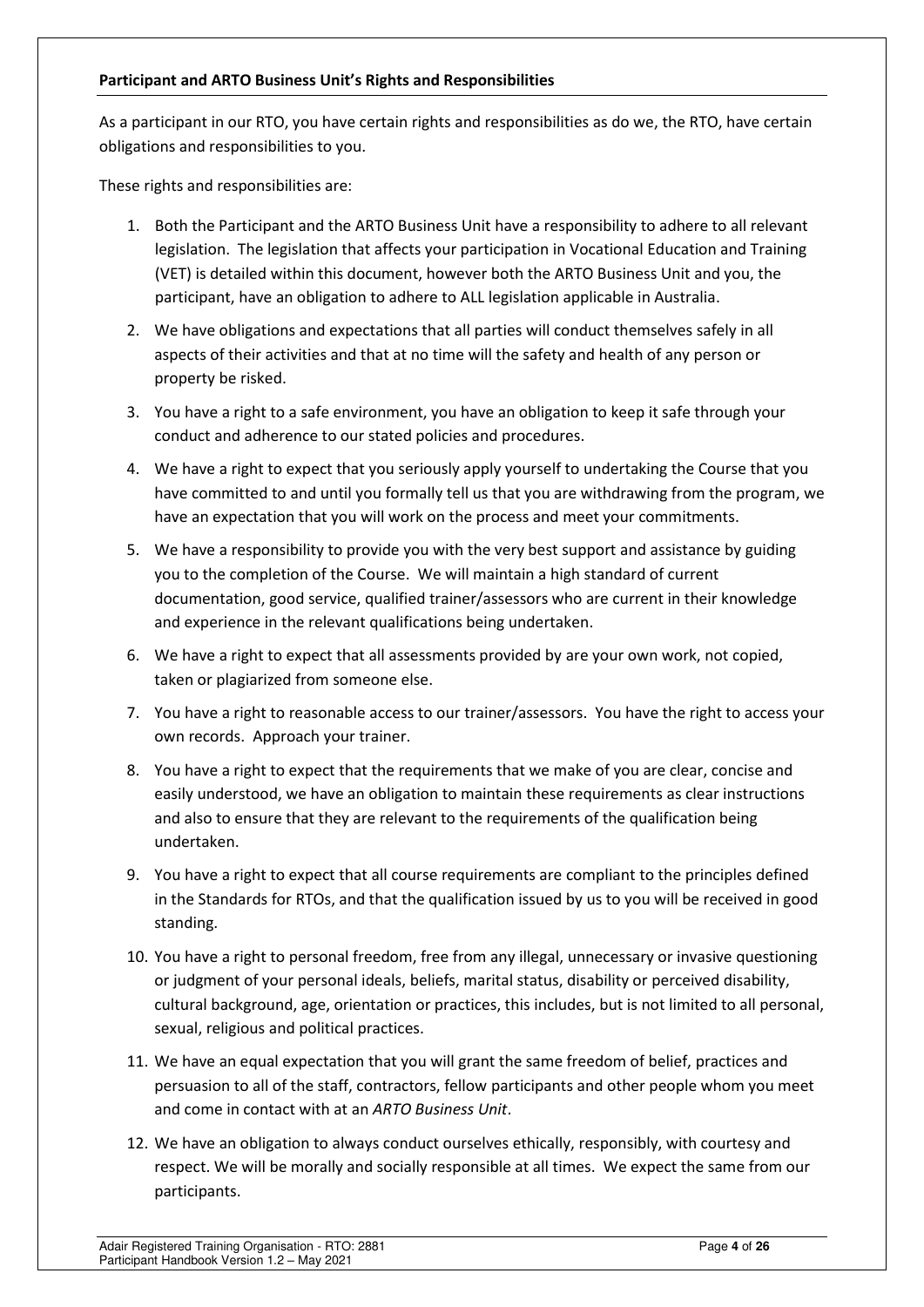**Participant and ARTO Business Unit's Rights and Responsibilities**

As a participant in our RTO, you have certain rights and responsibilities as do we, the RTO, have certain obligations and responsibilities to you.

These rights and responsibilities are:

1. Both the Participant and the ARTO Business Unit have a responsibility to adhere to all relevant legislation. The legislation that affects your participation in Vocational Education and Training (VET) is detailed within this document, however both the ARTO Business Unit and you, the participant, have an obligation to adhere to ALL legislation applicable in Australia.
2. We have obligations and expectations that all parties will conduct themselves safely in all aspects of their activities and that at no time will the safety and health of any person or property be risked.
3. You have a right to a safe environment, you have an obligation to keep it safe through your conduct and adherence to our stated policies and procedures.
4. We have a right to expect that you seriously apply yourself to undertaking the Course that you have committed to and until you formally tell us that you are withdrawing from the program, we have an expectation that you will work on the process and meet your commitments.
5. We have a responsibility to provide you with the very best support and assistance by guiding you to the completion of the Course. We will maintain a high standard of current documentation, good service, qualified trainer/assessors who are current in their knowledge and experience in the relevant qualifications being undertaken.
6. We have a right to expect that all assessments provided by are your own work, not copied, taken or plagiarized from someone else.
7. You have a right to reasonable access to our trainer/assessors. You have the right to access your own records. Approach your trainer.
8. You have a right to expect that the requirements that we make of you are clear, concise and easily understood, we have an obligation to maintain these requirements as clear instructions and also to ensure that they are relevant to the requirements of the qualification being undertaken.
9. You have a right to expect that all course requirements are compliant to the principles defined in the Standards for RTOs, and that the qualification issued by us to you will be received in good standing.
10. You have a right to personal freedom, free from any illegal, unnecessary or invasive questioning or judgment of your personal ideals, beliefs, marital status, disability or perceived disability, cultural background, age, orientation or practices, this includes, but is not limited to all personal, sexual, religious and political practices.
11. We have an equal expectation that you will grant the same freedom of belief, practices and persuasion to all of the staff, contractors, fellow participants and other people whom you meet and come in contact with at an *ARTO Business Unit*.
12. We have an obligation to always conduct ourselves ethically, responsibly, with courtesy and respect. We will be morally and socially responsible at all times. We expect the same from our participants.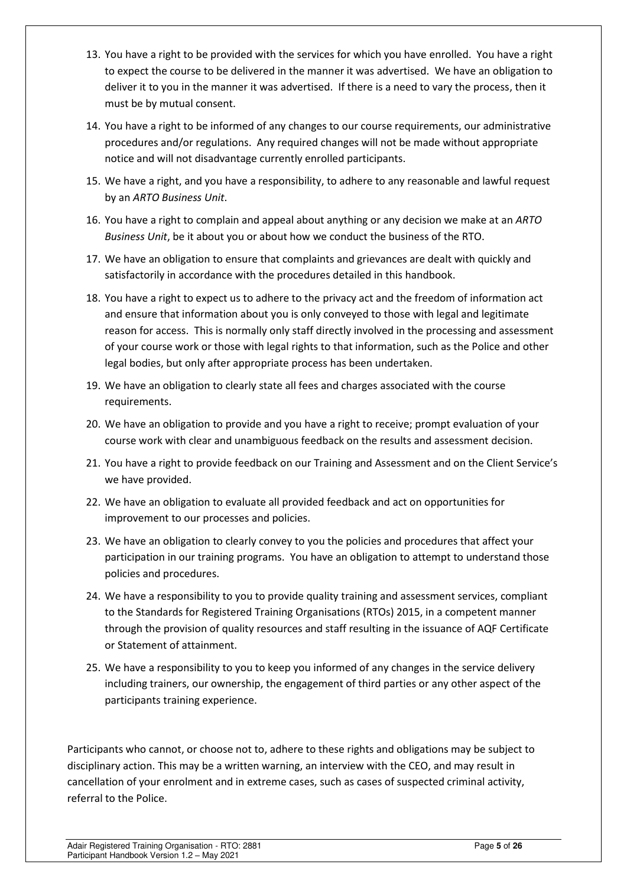13. You have a right to be provided with the services for which you have enrolled. You have a right to expect the course to be delivered in the manner it was advertised. We have an obligation to deliver it to you in the manner it was advertised. If there is a need to vary the process, then it must be by mutual consent.
14. You have a right to be informed of any changes to our course requirements, our administrative procedures and/or regulations. Any required changes will not be made without appropriate notice and will not disadvantage currently enrolled participants.
15. We have a right, and you have a responsibility, to adhere to any reasonable and lawful request by an *ARTO Business Unit*.
16. You have a right to complain and appeal about anything or any decision we make at an *ARTO Business Unit*, be it about you or about how we conduct the business of the RTO.
17. We have an obligation to ensure that complaints and grievances are dealt with quickly and satisfactorily in accordance with the procedures detailed in this handbook.
18. You have a right to expect us to adhere to the privacy act and the freedom of information act and ensure that information about you is only conveyed to those with legal and legitimate reason for access. This is normally only staff directly involved in the processing and assessment of your course work or those with legal rights to that information, such as the Police and other legal bodies, but only after appropriate process has been undertaken.
19. We have an obligation to clearly state all fees and charges associated with the course requirements.
20. We have an obligation to provide and you have a right to receive; prompt evaluation of your course work with clear and unambiguous feedback on the results and assessment decision.
21. You have a right to provide feedback on our Training and Assessment and on the Client Service's we have provided.
22. We have an obligation to evaluate all provided feedback and act on opportunities for improvement to our processes and policies.
23. We have an obligation to clearly convey to you the policies and procedures that affect your participation in our training programs. You have an obligation to attempt to understand those policies and procedures.
24. We have a responsibility to you to provide quality training and assessment services, compliant to the Standards for Registered Training Organisations (RTOs) 2015, in a competent manner through the provision of quality resources and staff resulting in the issuance of AQF Certificate or Statement of attainment.
25. We have a responsibility to you to keep you informed of any changes in the service delivery including trainers, our ownership, the engagement of third parties or any other aspect of the participants training experience.

Participants who cannot, or choose not to, adhere to these rights and obligations may be subject to disciplinary action. This may be a written warning, an interview with the CEO, and may result in cancellation of your enrolment and in extreme cases, such as cases of suspected criminal activity, referral to the Police.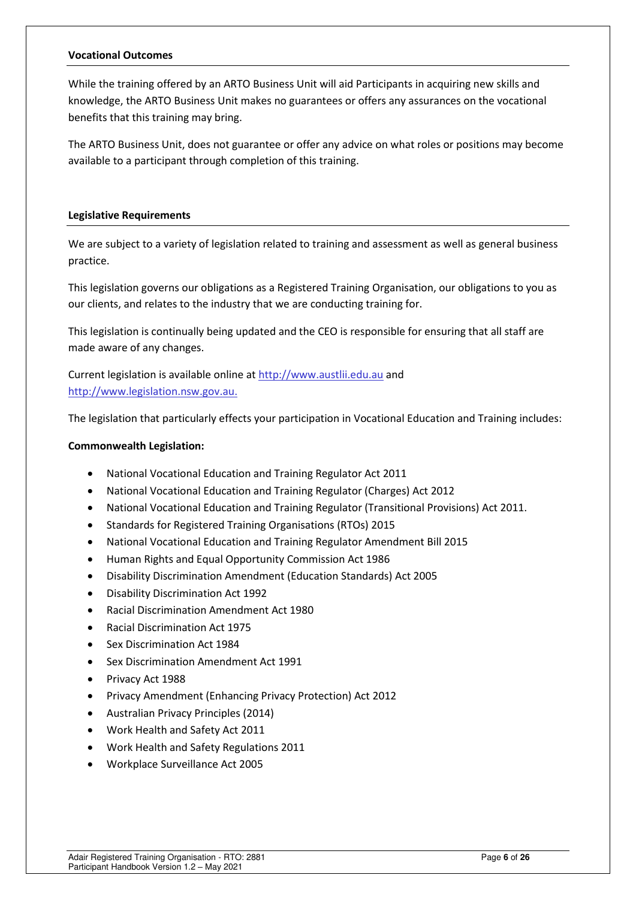### Vocational Outcomes

While the training offered by an ARTO Business Unit will aid Participants in acquiring new skills and knowledge, the ARTO Business Unit makes no guarantees or offers any assurances on the vocational benefits that this training may bring.

The ARTO Business Unit, does not guarantee or offer any advice on what roles or positions may become available to a participant through completion of this training.

### Legislative Requirements

We are subject to a variety of legislation related to training and assessment as well as general business practice.

This legislation governs our obligations as a Registered Training Organisation, our obligations to you as our clients, and relates to the industry that we are conducting training for.

This legislation is continually being updated and the CEO is responsible for ensuring that all staff are made aware of any changes.

Current legislation is available online at http://www.austlii.edu.au and http://www.legislation.nsw.gov.au.

The legislation that particularly effects your participation in Vocational Education and Training includes:

**Commonwealth Legislation:**

- National Vocational Education and Training Regulator Act 2011
- National Vocational Education and Training Regulator (Charges) Act 2012
- National Vocational Education and Training Regulator (Transitional Provisions) Act 2011.
- Standards for Registered Training Organisations (RTOs) 2015
- National Vocational Education and Training Regulator Amendment Bill 2015
- Human Rights and Equal Opportunity Commission Act 1986
- Disability Discrimination Amendment (Education Standards) Act 2005
- Disability Discrimination Act 1992
- Racial Discrimination Amendment Act 1980
- Racial Discrimination Act 1975
- Sex Discrimination Act 1984
- Sex Discrimination Amendment Act 1991
- Privacy Act 1988
- Privacy Amendment (Enhancing Privacy Protection) Act 2012
- Australian Privacy Principles (2014)
- Work Health and Safety Act 2011
- Work Health and Safety Regulations 2011
- Workplace Surveillance Act 2005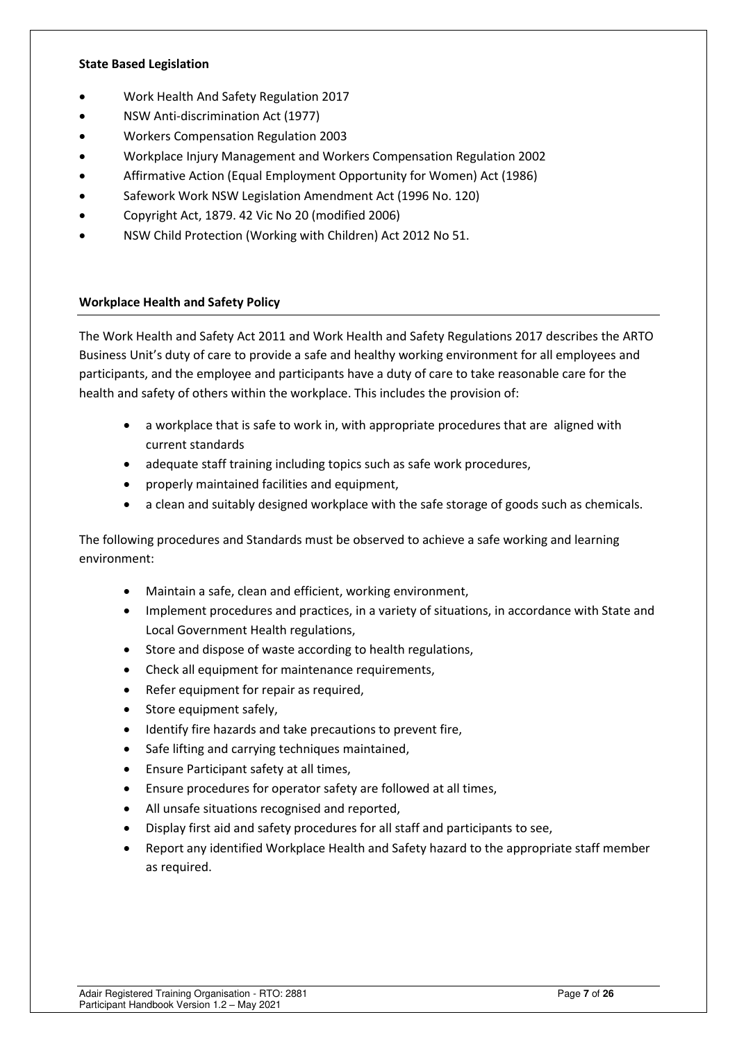**State Based Legislation**

- Work Health And Safety Regulation 2017
- NSW Anti-discrimination Act (1977)
- Workers Compensation Regulation 2003
- Workplace Injury Management and Workers Compensation Regulation 2002
- Affirmative Action (Equal Employment Opportunity for Women) Act (1986)
- Safework Work NSW Legislation Amendment Act (1996 No. 120)
- Copyright Act, 1879. 42 Vic No 20 (modified 2006)
- NSW Child Protection (Working with Children) Act 2012 No 51.

**Workplace Health and Safety Policy**

The Work Health and Safety Act 2011 and Work Health and Safety Regulations 2017 describes the ARTO Business Unit's duty of care to provide a safe and healthy working environment for all employees and participants, and the employee and participants have a duty of care to take reasonable care for the health and safety of others within the workplace. This includes the provision of:

- a workplace that is safe to work in, with appropriate procedures that are aligned with current standards
- adequate staff training including topics such as safe work procedures,
- properly maintained facilities and equipment,
- a clean and suitably designed workplace with the safe storage of goods such as chemicals.

The following procedures and Standards must be observed to achieve a safe working and learning environment:

- Maintain a safe, clean and efficient, working environment,
- Implement procedures and practices, in a variety of situations, in accordance with State and Local Government Health regulations,
- Store and dispose of waste according to health regulations,
- Check all equipment for maintenance requirements,
- Refer equipment for repair as required,
- Store equipment safely,
- Identify fire hazards and take precautions to prevent fire,
- Safe lifting and carrying techniques maintained,
- Ensure Participant safety at all times,
- Ensure procedures for operator safety are followed at all times,
- All unsafe situations recognised and reported,
- Display first aid and safety procedures for all staff and participants to see,
- Report any identified Workplace Health and Safety hazard to the appropriate staff member as required.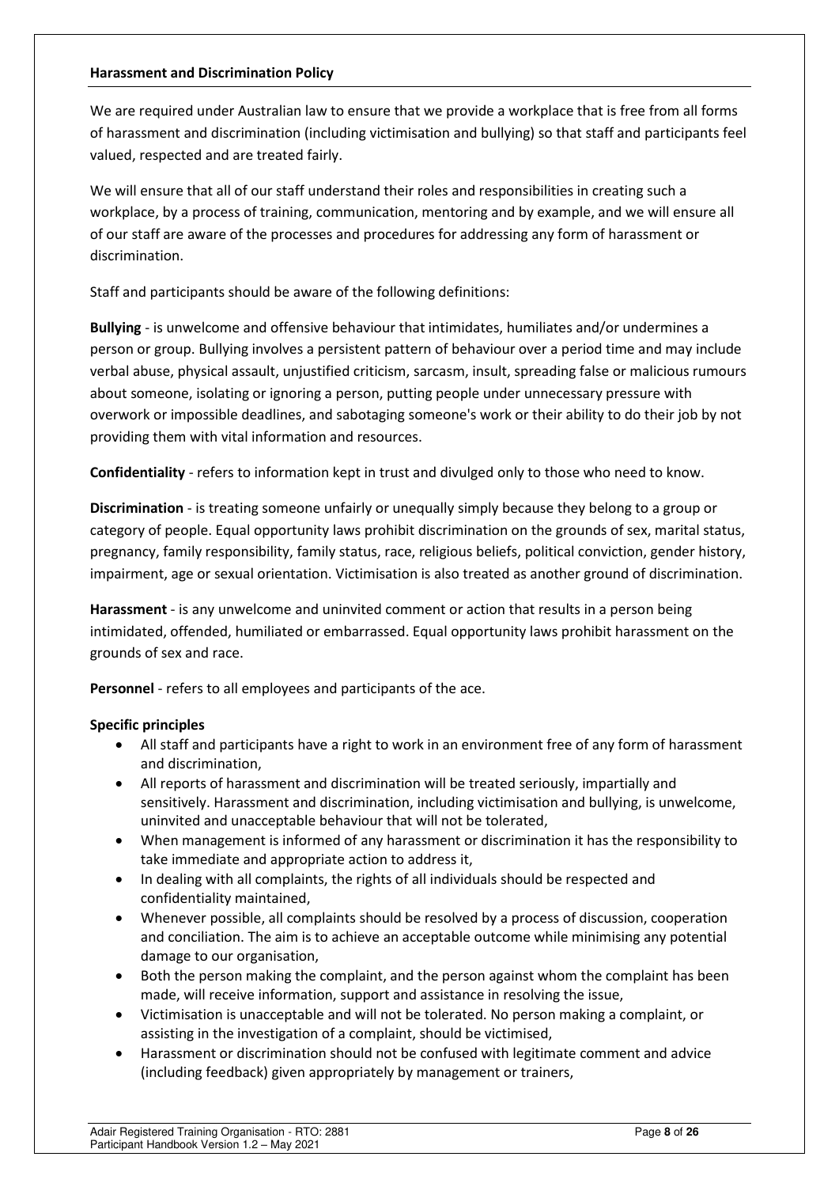## Harassment and Discrimination Policy

We are required under Australian law to ensure that we provide a workplace that is free from all forms of harassment and discrimination (including victimisation and bullying) so that staff and participants feel valued, respected and are treated fairly.

We will ensure that all of our staff understand their roles and responsibilities in creating such a workplace, by a process of training, communication, mentoring and by example, and we will ensure all of our staff are aware of the processes and procedures for addressing any form of harassment or discrimination.

Staff and participants should be aware of the following definitions:

**Bullying** - is unwelcome and offensive behaviour that intimidates, humiliates and/or undermines a person or group. Bullying involves a persistent pattern of behaviour over a period time and may include verbal abuse, physical assault, unjustified criticism, sarcasm, insult, spreading false or malicious rumours about someone, isolating or ignoring a person, putting people under unnecessary pressure with overwork or impossible deadlines, and sabotaging someone's work or their ability to do their job by not providing them with vital information and resources.

**Confidentiality** - refers to information kept in trust and divulged only to those who need to know.

**Discrimination** - is treating someone unfairly or unequally simply because they belong to a group or category of people. Equal opportunity laws prohibit discrimination on the grounds of sex, marital status, pregnancy, family responsibility, family status, race, religious beliefs, political conviction, gender history, impairment, age or sexual orientation. Victimisation is also treated as another ground of discrimination.

**Harassment** - is any unwelcome and uninvited comment or action that results in a person being intimidated, offended, humiliated or embarrassed. Equal opportunity laws prohibit harassment on the grounds of sex and race.

**Personnel** - refers to all employees and participants of the ace.

**Specific principles**

- All staff and participants have a right to work in an environment free of any form of harassment and discrimination,
- All reports of harassment and discrimination will be treated seriously, impartially and sensitively. Harassment and discrimination, including victimisation and bullying, is unwelcome, uninvited and unacceptable behaviour that will not be tolerated,
- When management is informed of any harassment or discrimination it has the responsibility to take immediate and appropriate action to address it,
- In dealing with all complaints, the rights of all individuals should be respected and confidentiality maintained,
- Whenever possible, all complaints should be resolved by a process of discussion, cooperation and conciliation. The aim is to achieve an acceptable outcome while minimising any potential damage to our organisation,
- Both the person making the complaint, and the person against whom the complaint has been made, will receive information, support and assistance in resolving the issue,
- Victimisation is unacceptable and will not be tolerated. No person making a complaint, or assisting in the investigation of a complaint, should be victimised,
- Harassment or discrimination should not be confused with legitimate comment and advice (including feedback) given appropriately by management or trainers,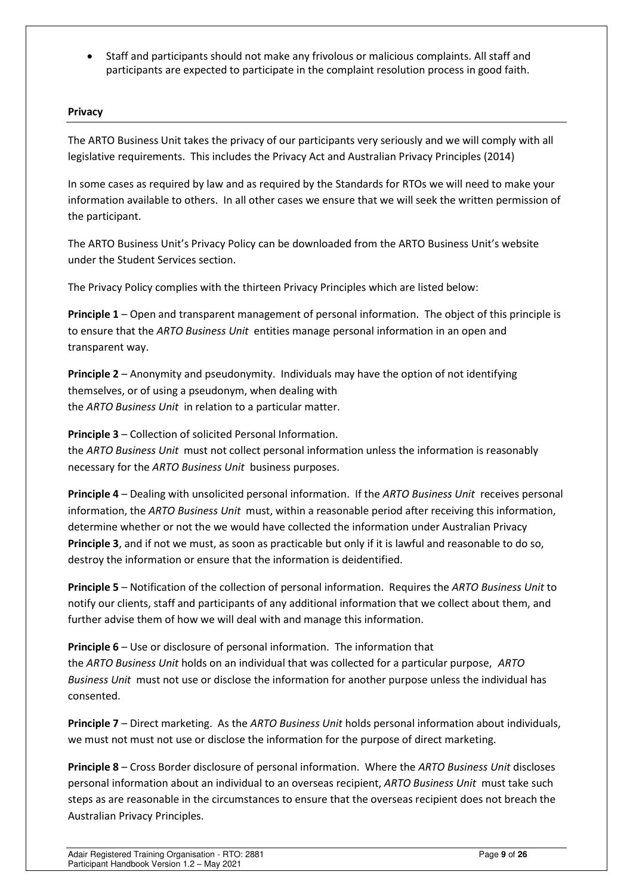- Staff and participants should not make any frivolous or malicious complaints. All staff and participants are expected to participate in the complaint resolution process in good faith.

## Privacy

The ARTO Business Unit takes the privacy of our participants very seriously and we will comply with all legislative requirements. This includes the Privacy Act and Australian Privacy Principles (2014)

In some cases as required by law and as required by the Standards for RTOs we will need to make your information available to others. In all other cases we ensure that we will seek the written permission of the participant.

The ARTO Business Unit's Privacy Policy can be downloaded from the ARTO Business Unit's website under the Student Services section.

The Privacy Policy complies with the thirteen Privacy Principles which are listed below:

**Principle 1** – Open and transparent management of personal information. The object of this principle is to ensure that the *ARTO Business Unit* entities manage personal information in an open and transparent way.

**Principle 2** – Anonymity and pseudonymity. Individuals may have the option of not identifying themselves, or of using a pseudonym, when dealing with the *ARTO Business Unit* in relation to a particular matter.

**Principle 3** – Collection of solicited Personal Information.
the *ARTO Business Unit* must not collect personal information unless the information is reasonably necessary for the *ARTO Business Unit* business purposes.

**Principle 4** – Dealing with unsolicited personal information. If the *ARTO Business Unit* receives personal information, the *ARTO Business Unit* must, within a reasonable period after receiving this information, determine whether or not the we would have collected the information under Australian Privacy **Principle 3**, and if not we must, as soon as practicable but only if it is lawful and reasonable to do so, destroy the information or ensure that the information is deidentified.

**Principle 5** – Notification of the collection of personal information. Requires the *ARTO Business Unit* to notify our clients, staff and participants of any additional information that we collect about them, and further advise them of how we will deal with and manage this information.

**Principle 6** – Use or disclosure of personal information. The information that the *ARTO Business Unit* holds on an individual that was collected for a particular purpose, *ARTO Business Unit* must not use or disclose the information for another purpose unless the individual has consented.

**Principle 7** – Direct marketing. As the *ARTO Business Unit* holds personal information about individuals, we must not must not use or disclose the information for the purpose of direct marketing.

**Principle 8** – Cross Border disclosure of personal information. Where the *ARTO Business Unit* discloses personal information about an individual to an overseas recipient, *ARTO Business Unit* must take such steps as are reasonable in the circumstances to ensure that the overseas recipient does not breach the Australian Privacy Principles.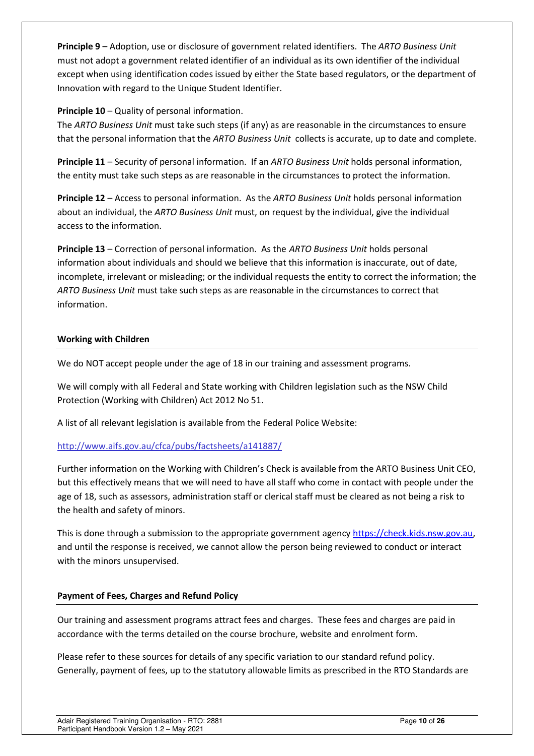**Principle 9** – Adoption, use or disclosure of government related identifiers. The *ARTO Business Unit* must not adopt a government related identifier of an individual as its own identifier of the individual except when using identification codes issued by either the State based regulators, or the department of Innovation with regard to the Unique Student Identifier.

**Principle 10** – Quality of personal information.
The *ARTO Business Unit* must take such steps (if any) as are reasonable in the circumstances to ensure that the personal information that the *ARTO Business Unit* collects is accurate, up to date and complete.

**Principle 11** – Security of personal information. If an *ARTO Business Unit* holds personal information, the entity must take such steps as are reasonable in the circumstances to protect the information.

**Principle 12** – Access to personal information. As the *ARTO Business Unit* holds personal information about an individual, the *ARTO Business Unit* must, on request by the individual, give the individual access to the information.

**Principle 13** – Correction of personal information. As the *ARTO Business Unit* holds personal information about individuals and should we believe that this information is inaccurate, out of date, incomplete, irrelevant or misleading; or the individual requests the entity to correct the information; the *ARTO Business Unit* must take such steps as are reasonable in the circumstances to correct that information.

## Working with Children

We do NOT accept people under the age of 18 in our training and assessment programs.

We will comply with all Federal and State working with Children legislation such as the NSW Child Protection (Working with Children) Act 2012 No 51.

A list of all relevant legislation is available from the Federal Police Website:

http://www.aifs.gov.au/cfca/pubs/factsheets/a141887/

Further information on the Working with Children's Check is available from the ARTO Business Unit CEO, but this effectively means that we will need to have all staff who come in contact with people under the age of 18, such as assessors, administration staff or clerical staff must be cleared as not being a risk to the health and safety of minors.

This is done through a submission to the appropriate government agency https://check.kids.nsw.gov.au, and until the response is received, we cannot allow the person being reviewed to conduct or interact with the minors unsupervised.

## Payment of Fees, Charges and Refund Policy

Our training and assessment programs attract fees and charges. These fees and charges are paid in accordance with the terms detailed on the course brochure, website and enrolment form.

Please refer to these sources for details of any specific variation to our standard refund policy. Generally, payment of fees, up to the statutory allowable limits as prescribed in the RTO Standards are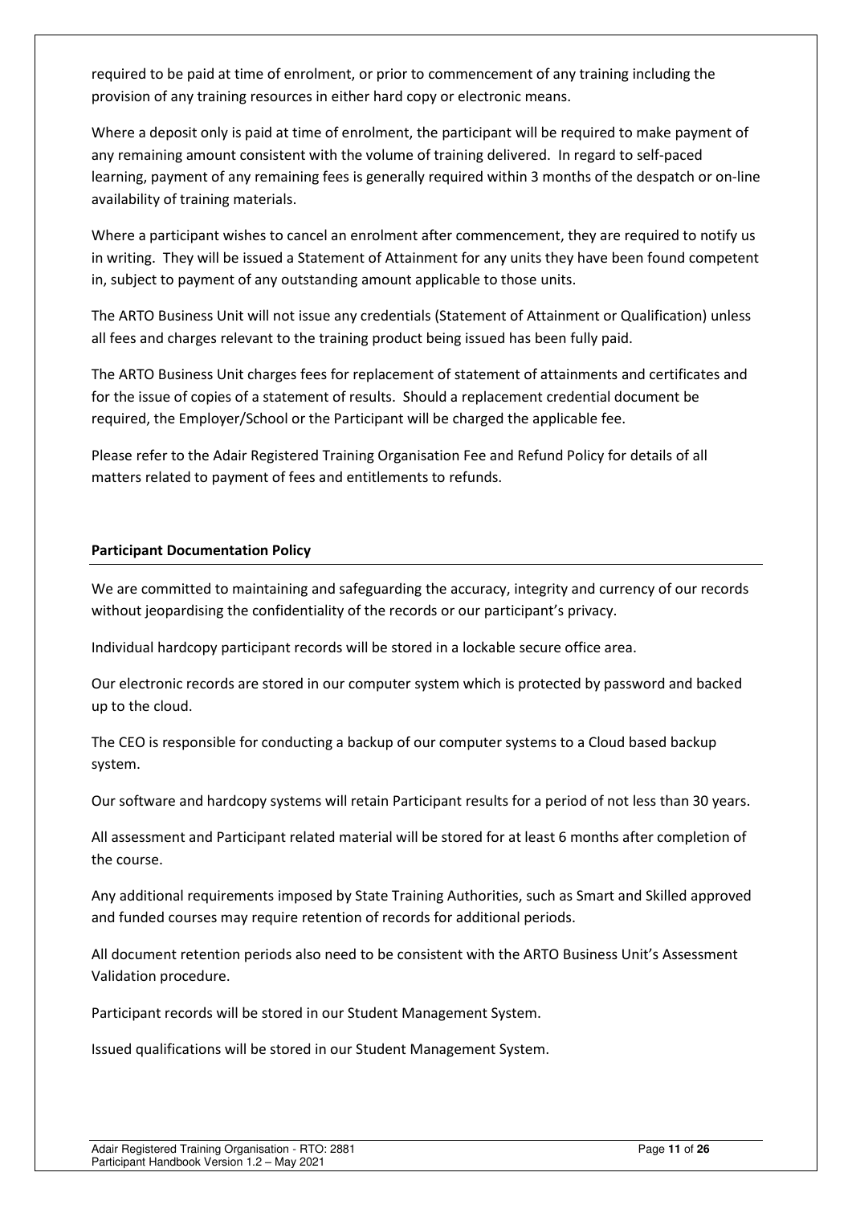required to be paid at time of enrolment, or prior to commencement of any training including the provision of any training resources in either hard copy or electronic means.

Where a deposit only is paid at time of enrolment, the participant will be required to make payment of any remaining amount consistent with the volume of training delivered. In regard to self-paced learning, payment of any remaining fees is generally required within 3 months of the despatch or on-line availability of training materials.

Where a participant wishes to cancel an enrolment after commencement, they are required to notify us in writing. They will be issued a Statement of Attainment for any units they have been found competent in, subject to payment of any outstanding amount applicable to those units.

The ARTO Business Unit will not issue any credentials (Statement of Attainment or Qualification) unless all fees and charges relevant to the training product being issued has been fully paid.

The ARTO Business Unit charges fees for replacement of statement of attainments and certificates and for the issue of copies of a statement of results. Should a replacement credential document be required, the Employer/School or the Participant will be charged the applicable fee.

Please refer to the Adair Registered Training Organisation Fee and Refund Policy for details of all matters related to payment of fees and entitlements to refunds.

## Participant Documentation Policy

We are committed to maintaining and safeguarding the accuracy, integrity and currency of our records without jeopardising the confidentiality of the records or our participant's privacy.

Individual hardcopy participant records will be stored in a lockable secure office area.

Our electronic records are stored in our computer system which is protected by password and backed up to the cloud.

The CEO is responsible for conducting a backup of our computer systems to a Cloud based backup system.

Our software and hardcopy systems will retain Participant results for a period of not less than 30 years.

All assessment and Participant related material will be stored for at least 6 months after completion of the course.

Any additional requirements imposed by State Training Authorities, such as Smart and Skilled approved and funded courses may require retention of records for additional periods.

All document retention periods also need to be consistent with the ARTO Business Unit's Assessment Validation procedure.

Participant records will be stored in our Student Management System.

Issued qualifications will be stored in our Student Management System.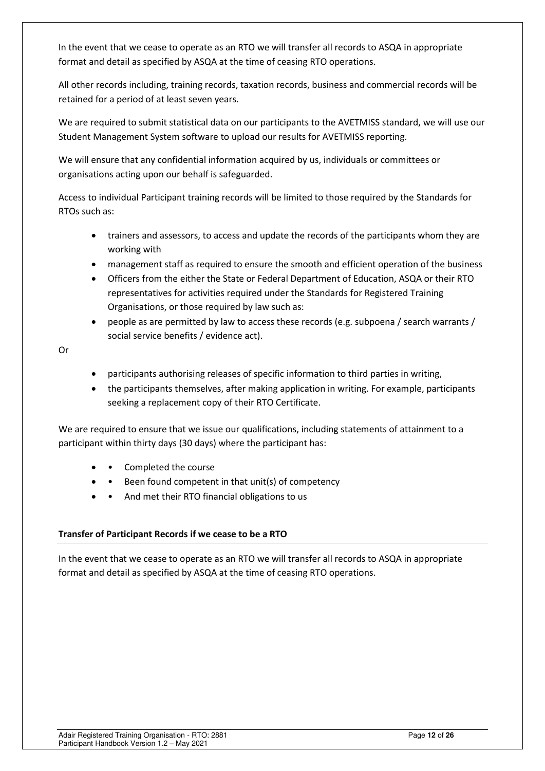In the event that we cease to operate as an RTO we will transfer all records to ASQA in appropriate format and detail as specified by ASQA at the time of ceasing RTO operations.

All other records including, training records, taxation records, business and commercial records will be retained for a period of at least seven years.

We are required to submit statistical data on our participants to the AVETMISS standard, we will use our Student Management System software to upload our results for AVETMISS reporting.

We will ensure that any confidential information acquired by us, individuals or committees or organisations acting upon our behalf is safeguarded.

Access to individual Participant training records will be limited to those required by the Standards for RTOs such as:

- trainers and assessors, to access and update the records of the participants whom they are working with
- management staff as required to ensure the smooth and efficient operation of the business
- Officers from the either the State or Federal Department of Education, ASQA or their RTO representatives for activities required under the Standards for Registered Training Organisations, or those required by law such as:
- people as are permitted by law to access these records (e.g. subpoena / search warrants / social service benefits / evidence act).

Or

- participants authorising releases of specific information to third parties in writing,
- the participants themselves, after making application in writing. For example, participants seeking a replacement copy of their RTO Certificate.

We are required to ensure that we issue our qualifications, including statements of attainment to a participant within thirty days (30 days) where the participant has:

- • Completed the course
- • Been found competent in that unit(s) of competency
- • And met their RTO financial obligations to us

**Transfer of Participant Records if we cease to be a RTO**

In the event that we cease to operate as an RTO we will transfer all records to ASQA in appropriate format and detail as specified by ASQA at the time of ceasing RTO operations.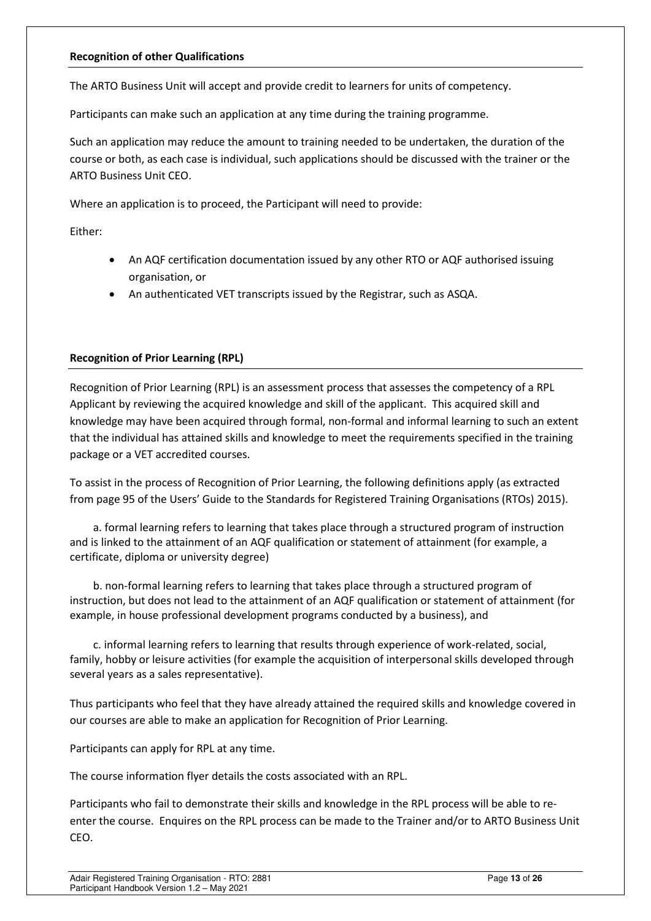**Recognition of other Qualifications**

The ARTO Business Unit will accept and provide credit to learners for units of competency.

Participants can make such an application at any time during the training programme.

Such an application may reduce the amount to training needed to be undertaken, the duration of the course or both, as each case is individual, such applications should be discussed with the trainer or the ARTO Business Unit CEO.

Where an application is to proceed, the Participant will need to provide:

Either:

- An AQF certification documentation issued by any other RTO or AQF authorised issuing organisation, or
- An authenticated VET transcripts issued by the Registrar, such as ASQA.

**Recognition of Prior Learning (RPL)**

Recognition of Prior Learning (RPL) is an assessment process that assesses the competency of a RPL Applicant by reviewing the acquired knowledge and skill of the applicant. This acquired skill and knowledge may have been acquired through formal, non-formal and informal learning to such an extent that the individual has attained skills and knowledge to meet the requirements specified in the training package or a VET accredited courses.

To assist in the process of Recognition of Prior Learning, the following definitions apply (as extracted from page 95 of the Users' Guide to the Standards for Registered Training Organisations (RTOs) 2015).

a. formal learning refers to learning that takes place through a structured program of instruction and is linked to the attainment of an AQF qualification or statement of attainment (for example, a certificate, diploma or university degree)

b. non-formal learning refers to learning that takes place through a structured program of instruction, but does not lead to the attainment of an AQF qualification or statement of attainment (for example, in house professional development programs conducted by a business), and

c. informal learning refers to learning that results through experience of work-related, social, family, hobby or leisure activities (for example the acquisition of interpersonal skills developed through several years as a sales representative).

Thus participants who feel that they have already attained the required skills and knowledge covered in our courses are able to make an application for Recognition of Prior Learning.

Participants can apply for RPL at any time.

The course information flyer details the costs associated with an RPL.

Participants who fail to demonstrate their skills and knowledge in the RPL process will be able to re-enter the course. Enquires on the RPL process can be made to the Trainer and/or to ARTO Business Unit CEO.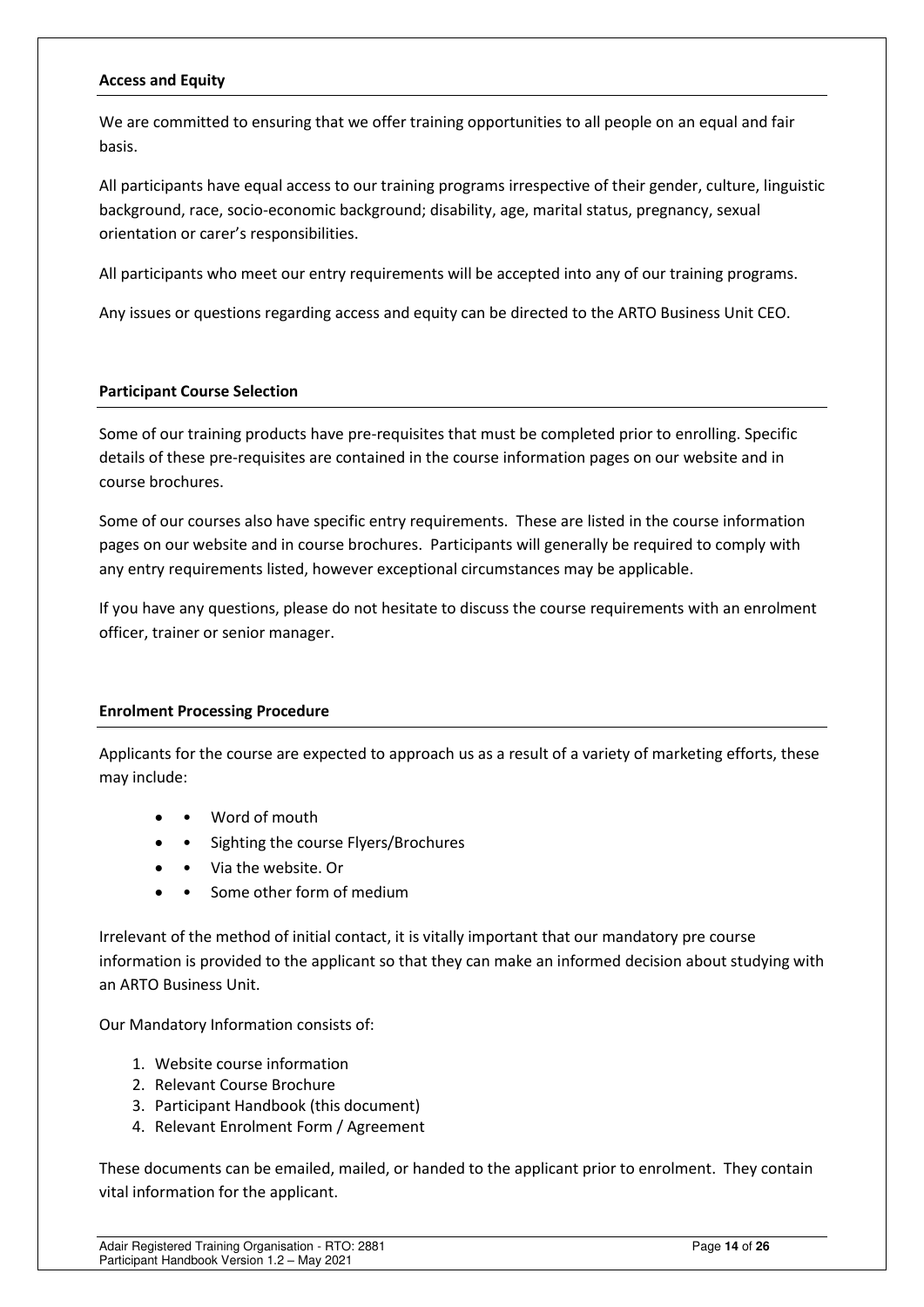**Access and Equity**

We are committed to ensuring that we offer training opportunities to all people on an equal and fair basis.

All participants have equal access to our training programs irrespective of their gender, culture, linguistic background, race, socio-economic background; disability, age, marital status, pregnancy, sexual orientation or carer's responsibilities.

All participants who meet our entry requirements will be accepted into any of our training programs.

Any issues or questions regarding access and equity can be directed to the ARTO Business Unit CEO.

**Participant Course Selection**

Some of our training products have pre-requisites that must be completed prior to enrolling. Specific details of these pre-requisites are contained in the course information pages on our website and in course brochures.

Some of our courses also have specific entry requirements. These are listed in the course information pages on our website and in course brochures. Participants will generally be required to comply with any entry requirements listed, however exceptional circumstances may be applicable.

If you have any questions, please do not hesitate to discuss the course requirements with an enrolment officer, trainer or senior manager.

**Enrolment Processing Procedure**

Applicants for the course are expected to approach us as a result of a variety of marketing efforts, these may include:

- • Word of mouth
- • Sighting the course Flyers/Brochures
- • Via the website. Or
- • Some other form of medium

Irrelevant of the method of initial contact, it is vitally important that our mandatory pre course information is provided to the applicant so that they can make an informed decision about studying with an ARTO Business Unit.

Our Mandatory Information consists of:

1. Website course information
2. Relevant Course Brochure
3. Participant Handbook (this document)
4. Relevant Enrolment Form / Agreement

These documents can be emailed, mailed, or handed to the applicant prior to enrolment. They contain vital information for the applicant.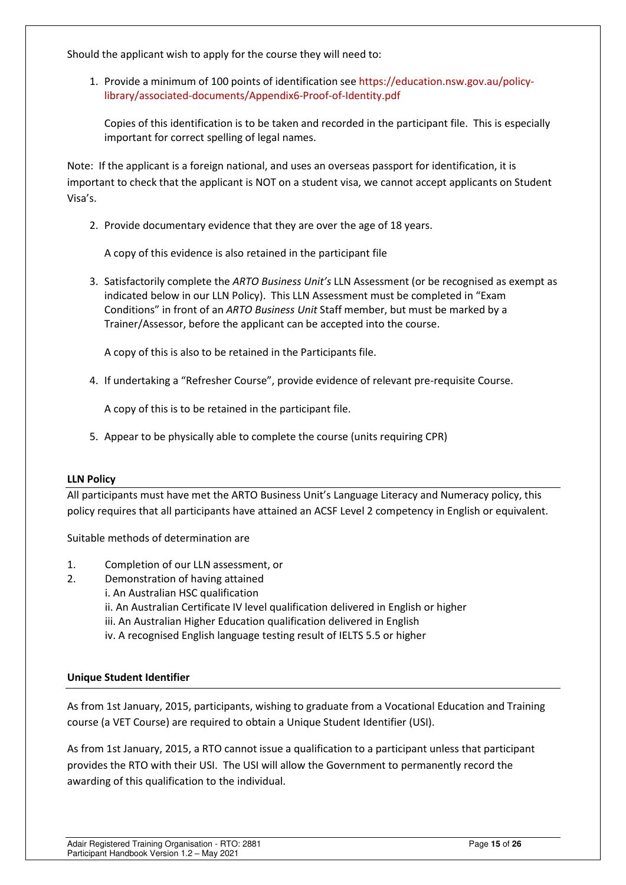Should the applicant wish to apply for the course they will need to:

1. Provide a minimum of 100 points of identification see https://education.nsw.gov.au/policy-library/associated-documents/Appendix6-Proof-of-Identity.pdf

   Copies of this identification is to be taken and recorded in the participant file. This is especially important for correct spelling of legal names.

Note: If the applicant is a foreign national, and uses an overseas passport for identification, it is important to check that the applicant is NOT on a student visa, we cannot accept applicants on Student Visa's.

2. Provide documentary evidence that they are over the age of 18 years.

   A copy of this evidence is also retained in the participant file

3. Satisfactorily complete the *ARTO Business Unit's* LLN Assessment (or be recognised as exempt as indicated below in our LLN Policy). This LLN Assessment must be completed in "Exam Conditions" in front of an *ARTO Business Unit* Staff member, but must be marked by a Trainer/Assessor, before the applicant can be accepted into the course.

   A copy of this is also to be retained in the Participants file.

4. If undertaking a "Refresher Course", provide evidence of relevant pre-requisite Course.

   A copy of this is to be retained in the participant file.

5. Appear to be physically able to complete the course (units requiring CPR)

**LLN Policy**

All participants must have met the ARTO Business Unit's Language Literacy and Numeracy policy, this policy requires that all participants have attained an ACSF Level 2 competency in English or equivalent.

Suitable methods of determination are

1. Completion of our LLN assessment, or
2. Demonstration of having attained
   i. An Australian HSC qualification
   ii. An Australian Certificate IV level qualification delivered in English or higher
   iii. An Australian Higher Education qualification delivered in English
   iv. A recognised English language testing result of IELTS 5.5 or higher

**Unique Student Identifier**

As from 1st January, 2015, participants, wishing to graduate from a Vocational Education and Training course (a VET Course) are required to obtain a Unique Student Identifier (USI).

As from 1st January, 2015, a RTO cannot issue a qualification to a participant unless that participant provides the RTO with their USI. The USI will allow the Government to permanently record the awarding of this qualification to the individual.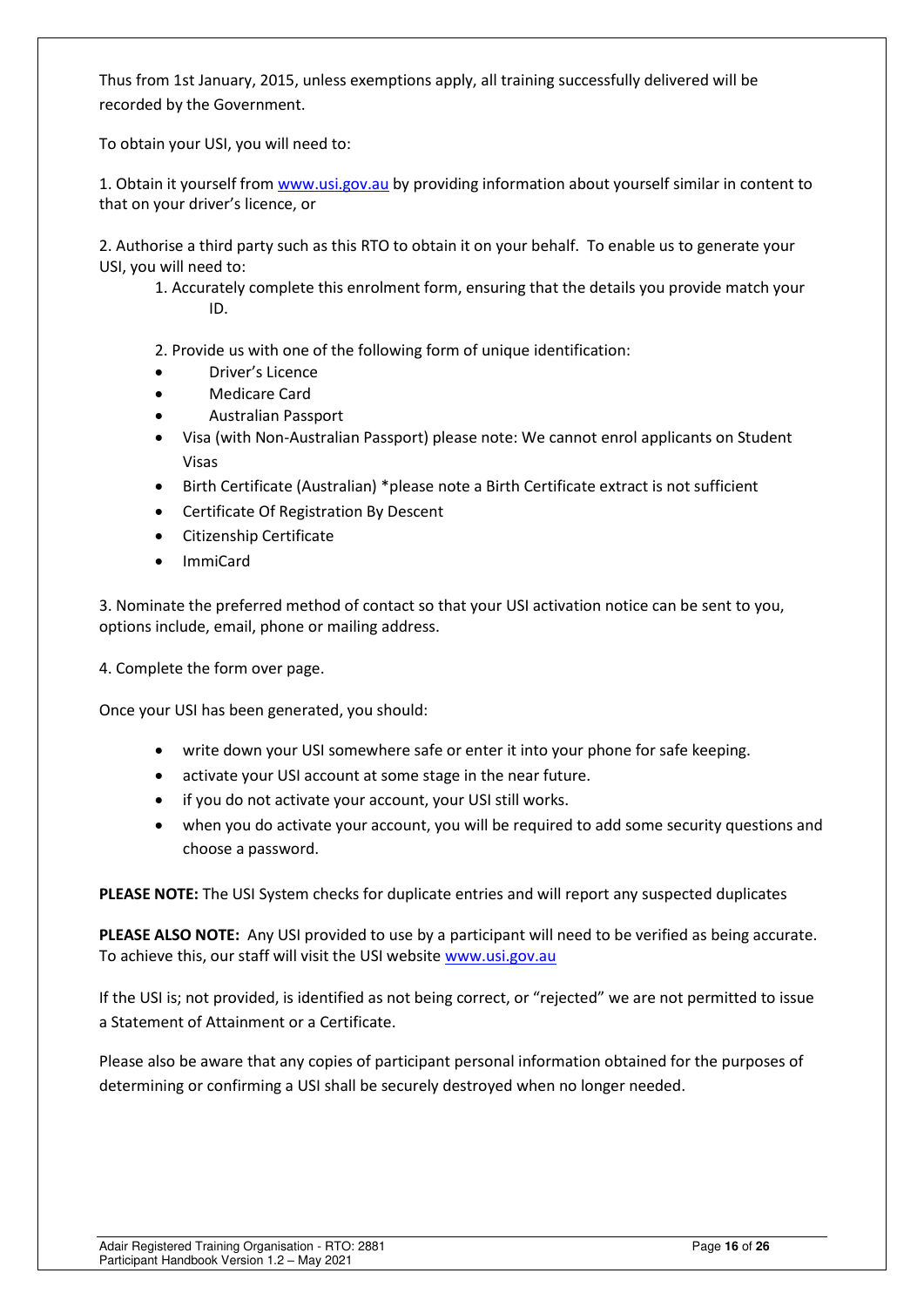Thus from 1st January, 2015, unless exemptions apply, all training successfully delivered will be recorded by the Government.

To obtain your USI, you will need to:

1. Obtain it yourself from www.usi.gov.au by providing information about yourself similar in content to that on your driver's licence, or

2. Authorise a third party such as this RTO to obtain it on your behalf. To enable us to generate your USI, you will need to:
    1. Accurately complete this enrolment form, ensuring that the details you provide match your ID.

    2. Provide us with one of the following form of unique identification:
    - Driver's Licence
    - Medicare Card
    - Australian Passport
    - Visa (with Non-Australian Passport) please note: We cannot enrol applicants on Student Visas
    - Birth Certificate (Australian) *please note a Birth Certificate extract is not sufficient
    - Certificate Of Registration By Descent
    - Citizenship Certificate
    - ImmiCard

3. Nominate the preferred method of contact so that your USI activation notice can be sent to you, options include, email, phone or mailing address.

4. Complete the form over page.

Once your USI has been generated, you should:

- write down your USI somewhere safe or enter it into your phone for safe keeping.
- activate your USI account at some stage in the near future.
- if you do not activate your account, your USI still works.
- when you do activate your account, you will be required to add some security questions and choose a password.

**PLEASE NOTE:** The USI System checks for duplicate entries and will report any suspected duplicates

**PLEASE ALSO NOTE:** Any USI provided to use by a participant will need to be verified as being accurate. To achieve this, our staff will visit the USI website www.usi.gov.au

If the USI is; not provided, is identified as not being correct, or "rejected" we are not permitted to issue a Statement of Attainment or a Certificate.

Please also be aware that any copies of participant personal information obtained for the purposes of determining or confirming a USI shall be securely destroyed when no longer needed.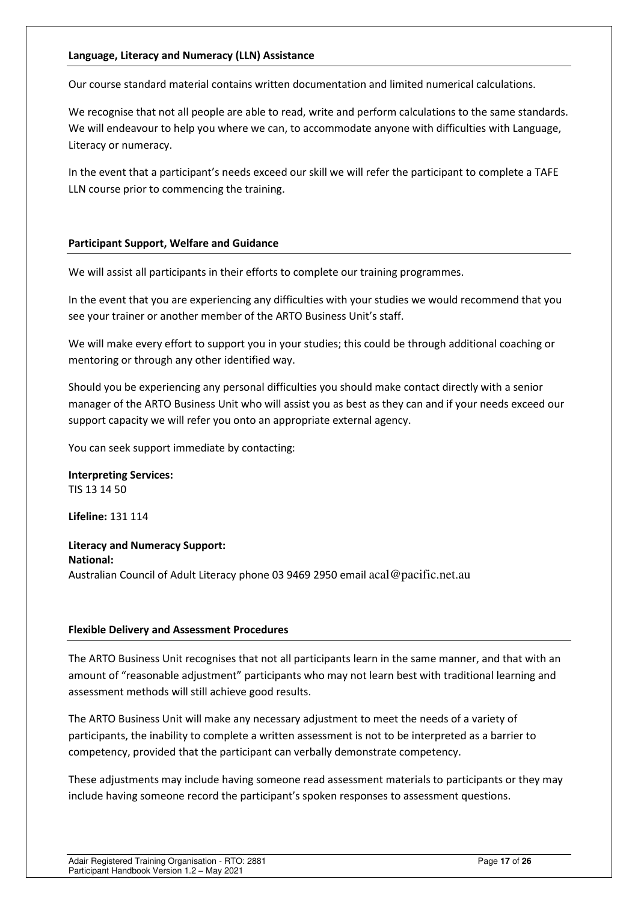## Language, Literacy and Numeracy (LLN) Assistance

Our course standard material contains written documentation and limited numerical calculations.

We recognise that not all people are able to read, write and perform calculations to the same standards. We will endeavour to help you where we can, to accommodate anyone with difficulties with Language, Literacy or numeracy.

In the event that a participant's needs exceed our skill we will refer the participant to complete a TAFE LLN course prior to commencing the training.

## Participant Support, Welfare and Guidance

We will assist all participants in their efforts to complete our training programmes.

In the event that you are experiencing any difficulties with your studies we would recommend that you see your trainer or another member of the ARTO Business Unit's staff.

We will make every effort to support you in your studies; this could be through additional coaching or mentoring or through any other identified way.

Should you be experiencing any personal difficulties you should make contact directly with a senior manager of the ARTO Business Unit who will assist you as best as they can and if your needs exceed our support capacity we will refer you onto an appropriate external agency.

You can seek support immediate by contacting:

**Interpreting Services:**
TIS 13 14 50

**Lifeline:** 131 114

**Literacy and Numeracy Support:**
**National:**
Australian Council of Adult Literacy phone 03 9469 2950 email acal@pacific.net.au

## Flexible Delivery and Assessment Procedures

The ARTO Business Unit recognises that not all participants learn in the same manner, and that with an amount of "reasonable adjustment" participants who may not learn best with traditional learning and assessment methods will still achieve good results.

The ARTO Business Unit will make any necessary adjustment to meet the needs of a variety of participants, the inability to complete a written assessment is not to be interpreted as a barrier to competency, provided that the participant can verbally demonstrate competency.

These adjustments may include having someone read assessment materials to participants or they may include having someone record the participant's spoken responses to assessment questions.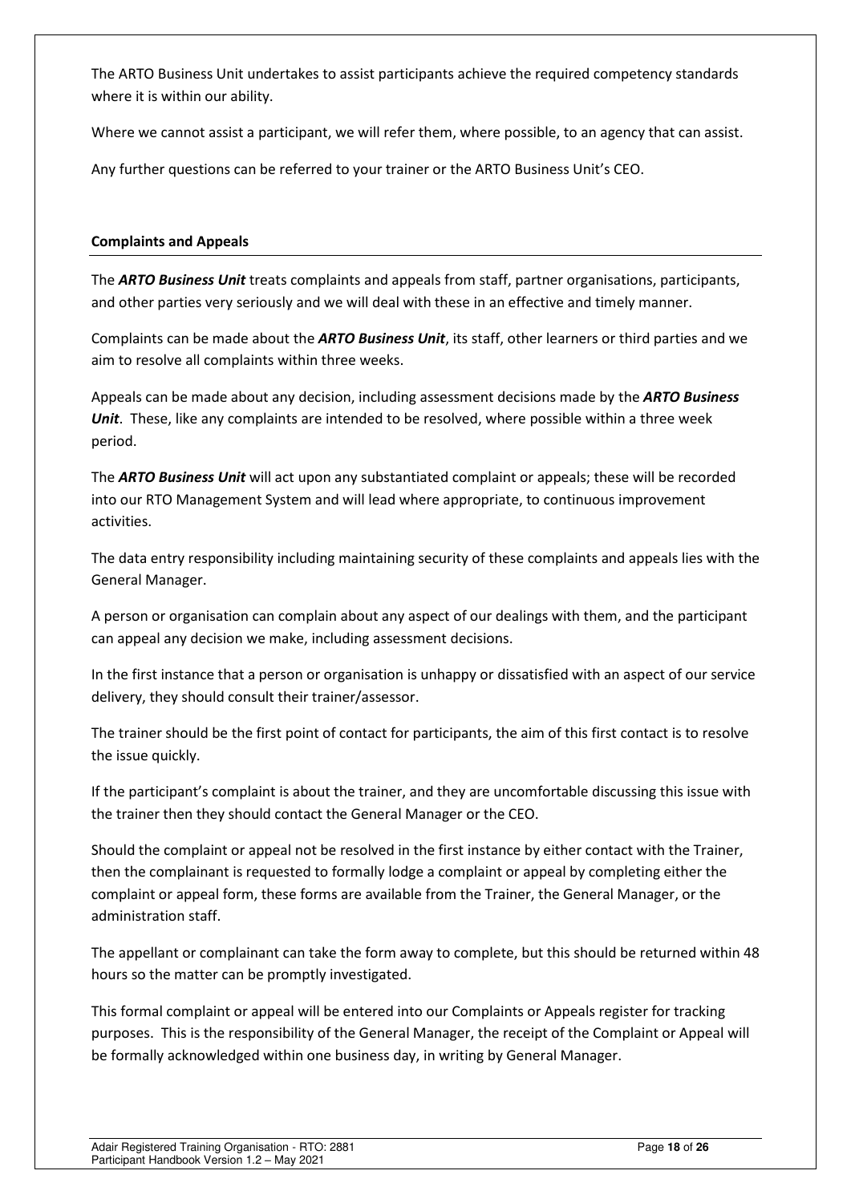The ARTO Business Unit undertakes to assist participants achieve the required competency standards where it is within our ability.

Where we cannot assist a participant, we will refer them, where possible, to an agency that can assist.

Any further questions can be referred to your trainer or the ARTO Business Unit's CEO.

**Complaints and Appeals**

The ***ARTO Business Unit*** treats complaints and appeals from staff, partner organisations, participants, and other parties very seriously and we will deal with these in an effective and timely manner.

Complaints can be made about the ***ARTO Business Unit***, its staff, other learners or third parties and we aim to resolve all complaints within three weeks.

Appeals can be made about any decision, including assessment decisions made by the ***ARTO Business Unit***. These, like any complaints are intended to be resolved, where possible within a three week period.

The ***ARTO Business Unit*** will act upon any substantiated complaint or appeals; these will be recorded into our RTO Management System and will lead where appropriate, to continuous improvement activities.

The data entry responsibility including maintaining security of these complaints and appeals lies with the General Manager.

A person or organisation can complain about any aspect of our dealings with them, and the participant can appeal any decision we make, including assessment decisions.

In the first instance that a person or organisation is unhappy or dissatisfied with an aspect of our service delivery, they should consult their trainer/assessor.

The trainer should be the first point of contact for participants, the aim of this first contact is to resolve the issue quickly.

If the participant's complaint is about the trainer, and they are uncomfortable discussing this issue with the trainer then they should contact the General Manager or the CEO.

Should the complaint or appeal not be resolved in the first instance by either contact with the Trainer, then the complainant is requested to formally lodge a complaint or appeal by completing either the complaint or appeal form, these forms are available from the Trainer, the General Manager, or the administration staff.

The appellant or complainant can take the form away to complete, but this should be returned within 48 hours so the matter can be promptly investigated.

This formal complaint or appeal will be entered into our Complaints or Appeals register for tracking purposes. This is the responsibility of the General Manager, the receipt of the Complaint or Appeal will be formally acknowledged within one business day, in writing by General Manager.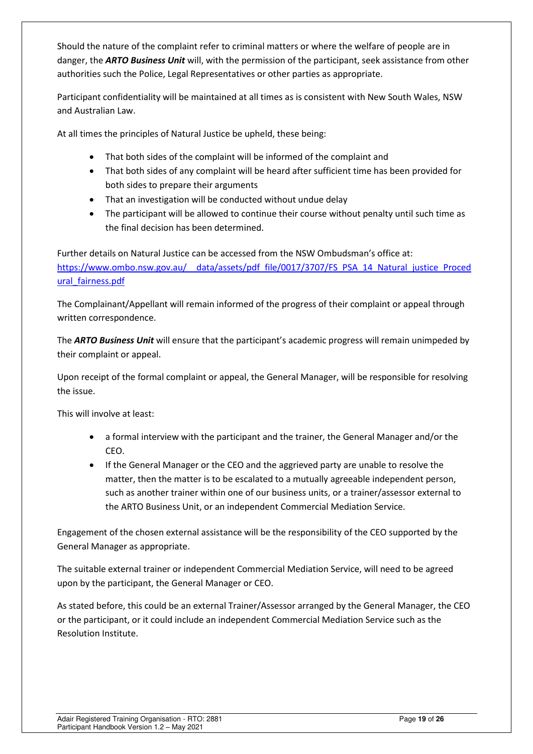Should the nature of the complaint refer to criminal matters or where the welfare of people are in danger, the ***ARTO Business Unit*** will, with the permission of the participant, seek assistance from other authorities such the Police, Legal Representatives or other parties as appropriate.

Participant confidentiality will be maintained at all times as is consistent with New South Wales, NSW and Australian Law.

At all times the principles of Natural Justice be upheld, these being:

- That both sides of the complaint will be informed of the complaint and
- That both sides of any complaint will be heard after sufficient time has been provided for both sides to prepare their arguments
- That an investigation will be conducted without undue delay
- The participant will be allowed to continue their course without penalty until such time as the final decision has been determined.

Further details on Natural Justice can be accessed from the NSW Ombudsman's office at: https://www.ombo.nsw.gov.au/__data/assets/pdf_file/0017/3707/FS_PSA_14_Natural_justice_Procedural_fairness.pdf

The Complainant/Appellant will remain informed of the progress of their complaint or appeal through written correspondence.

The ***ARTO Business Unit*** will ensure that the participant's academic progress will remain unimpeded by their complaint or appeal.

Upon receipt of the formal complaint or appeal, the General Manager, will be responsible for resolving the issue.

This will involve at least:

- a formal interview with the participant and the trainer, the General Manager and/or the CEO.
- If the General Manager or the CEO and the aggrieved party are unable to resolve the matter, then the matter is to be escalated to a mutually agreeable independent person, such as another trainer within one of our business units, or a trainer/assessor external to the ARTO Business Unit, or an independent Commercial Mediation Service.

Engagement of the chosen external assistance will be the responsibility of the CEO supported by the General Manager as appropriate.

The suitable external trainer or independent Commercial Mediation Service, will need to be agreed upon by the participant, the General Manager or CEO.

As stated before, this could be an external Trainer/Assessor arranged by the General Manager, the CEO or the participant, or it could include an independent Commercial Mediation Service such as the Resolution Institute.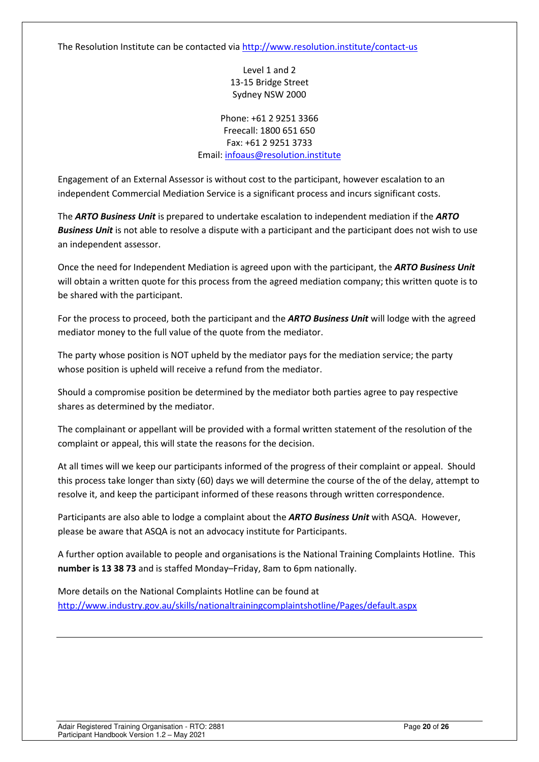The Resolution Institute can be contacted via http://www.resolution.institute/contact-us

Level 1 and 2
13-15 Bridge Street
Sydney NSW 2000

Phone: +61 2 9251 3366
Freecall: 1800 651 650
Fax: +61 2 9251 3733
Email: infoaus@resolution.institute

Engagement of an External Assessor is without cost to the participant, however escalation to an independent Commercial Mediation Service is a significant process and incurs significant costs.

The ***ARTO Business Unit*** is prepared to undertake escalation to independent mediation if the ***ARTO Business Unit*** is not able to resolve a dispute with a participant and the participant does not wish to use an independent assessor.

Once the need for Independent Mediation is agreed upon with the participant, the ***ARTO Business Unit*** will obtain a written quote for this process from the agreed mediation company; this written quote is to be shared with the participant.

For the process to proceed, both the participant and the ***ARTO Business Unit*** will lodge with the agreed mediator money to the full value of the quote from the mediator.

The party whose position is NOT upheld by the mediator pays for the mediation service; the party whose position is upheld will receive a refund from the mediator.

Should a compromise position be determined by the mediator both parties agree to pay respective shares as determined by the mediator.

The complainant or appellant will be provided with a formal written statement of the resolution of the complaint or appeal, this will state the reasons for the decision.

At all times will we keep our participants informed of the progress of their complaint or appeal. Should this process take longer than sixty (60) days we will determine the course of the of the delay, attempt to resolve it, and keep the participant informed of these reasons through written correspondence.

Participants are also able to lodge a complaint about the ***ARTO Business Unit*** with ASQA. However, please be aware that ASQA is not an advocacy institute for Participants.

A further option available to people and organisations is the National Training Complaints Hotline. This **number is 13 38 73** and is staffed Monday–Friday, 8am to 6pm nationally.

More details on the National Complaints Hotline can be found at
http://www.industry.gov.au/skills/nationaltrainingcomplaintshotline/Pages/default.aspx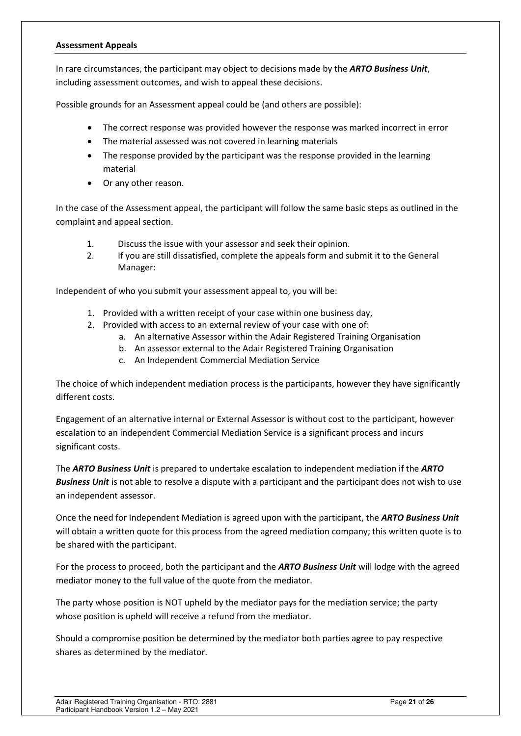## Assessment Appeals

In rare circumstances, the participant may object to decisions made by the ***ARTO Business Unit***, including assessment outcomes, and wish to appeal these decisions.

Possible grounds for an Assessment appeal could be (and others are possible):

- The correct response was provided however the response was marked incorrect in error
- The material assessed was not covered in learning materials
- The response provided by the participant was the response provided in the learning material
- Or any other reason.

In the case of the Assessment appeal, the participant will follow the same basic steps as outlined in the complaint and appeal section.

1. Discuss the issue with your assessor and seek their opinion.
2. If you are still dissatisfied, complete the appeals form and submit it to the General Manager:

Independent of who you submit your assessment appeal to, you will be:

1. Provided with a written receipt of your case within one business day,
2. Provided with access to an external review of your case with one of:
   a. An alternative Assessor within the Adair Registered Training Organisation
   b. An assessor external to the Adair Registered Training Organisation
   c. An Independent Commercial Mediation Service

The choice of which independent mediation process is the participants, however they have significantly different costs.

Engagement of an alternative internal or External Assessor is without cost to the participant, however escalation to an independent Commercial Mediation Service is a significant process and incurs significant costs.

The ***ARTO Business Unit*** is prepared to undertake escalation to independent mediation if the ***ARTO Business Unit*** is not able to resolve a dispute with a participant and the participant does not wish to use an independent assessor.

Once the need for Independent Mediation is agreed upon with the participant, the ***ARTO Business Unit*** will obtain a written quote for this process from the agreed mediation company; this written quote is to be shared with the participant.

For the process to proceed, both the participant and the ***ARTO Business Unit*** will lodge with the agreed mediator money to the full value of the quote from the mediator.

The party whose position is NOT upheld by the mediator pays for the mediation service; the party whose position is upheld will receive a refund from the mediator.

Should a compromise position be determined by the mediator both parties agree to pay respective shares as determined by the mediator.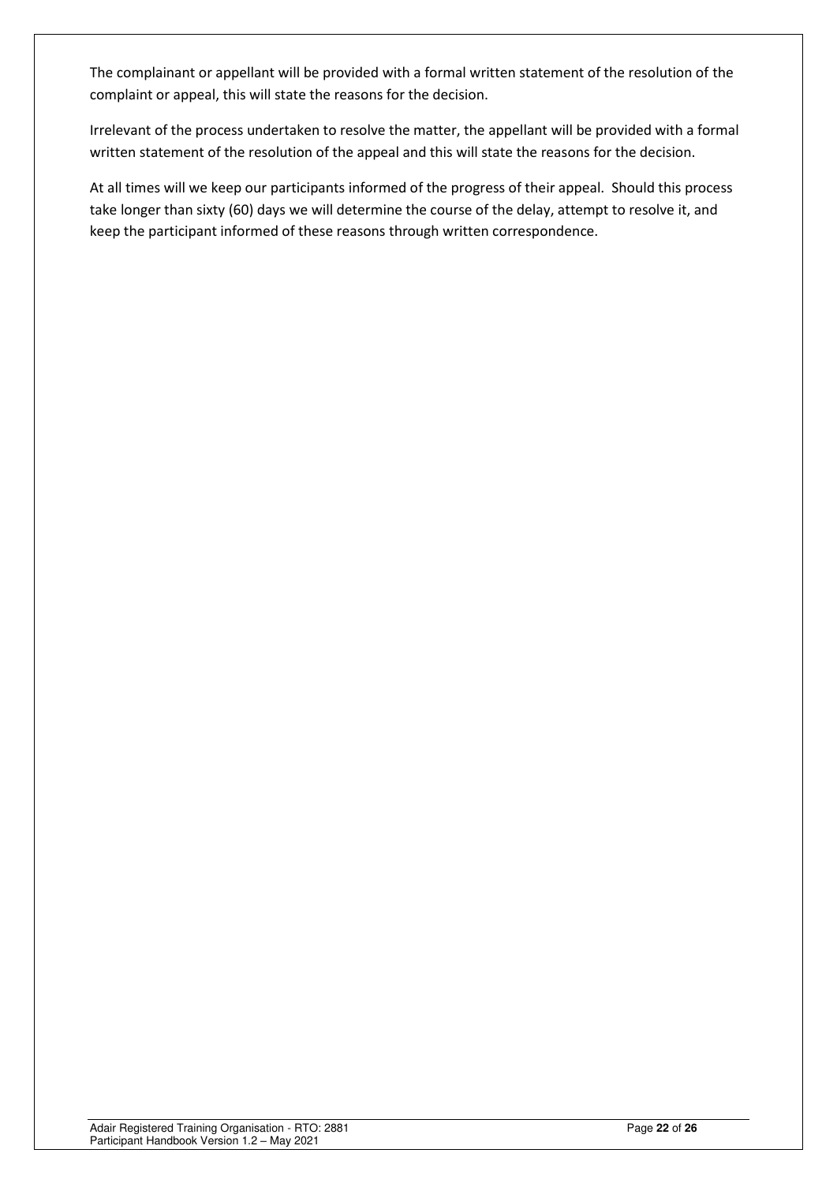The complainant or appellant will be provided with a formal written statement of the resolution of the complaint or appeal, this will state the reasons for the decision.

Irrelevant of the process undertaken to resolve the matter, the appellant will be provided with a formal written statement of the resolution of the appeal and this will state the reasons for the decision.

At all times will we keep our participants informed of the progress of their appeal. Should this process take longer than sixty (60) days we will determine the course of the delay, attempt to resolve it, and keep the participant informed of these reasons through written correspondence.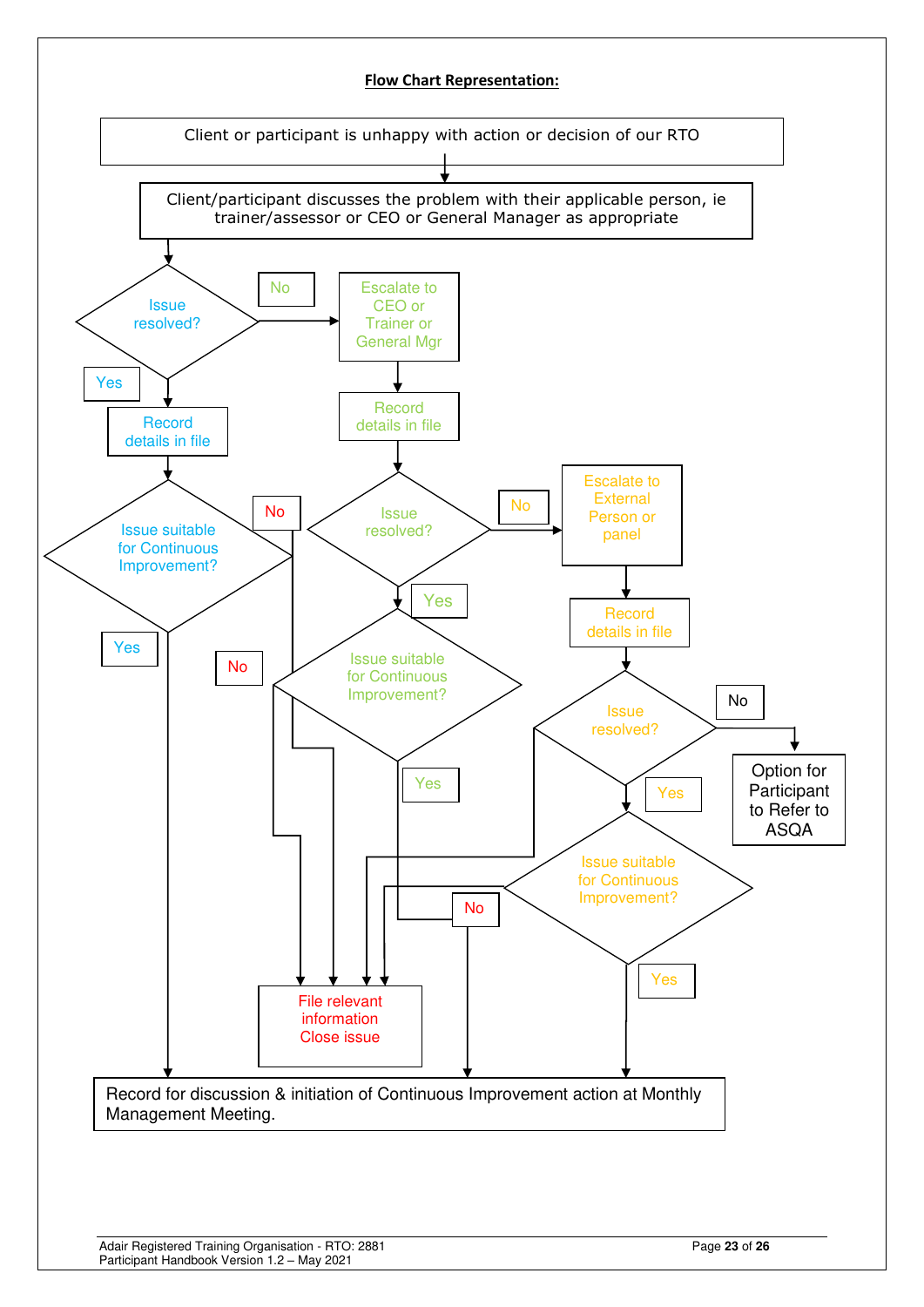**Flow Chart Representation:**

Client or participant is unhappy with action or decision of our RTO

Client/participant discusses the problem with their applicable person, ie trainer/assessor or CEO or General Manager as appropriate

Issue resolved?

No

Escalate to CEO or Trainer or General Mgr

Yes

Record details in file

Record details in file

Issue suitable for Continuous Improvement?

No

Issue resolved?

No

Escalate to External Person or panel

Yes

Record details in file

Yes

No

Issue suitable for Continuous Improvement?

Issue resolved?

No

Option for Participant to Refer to ASQA

Yes

Yes

Issue suitable for Continuous Improvement?

No

Yes

File relevant information Close issue

Record for discussion & initiation of Continuous Improvement action at Monthly Management Meeting.

Adair Registered Training Organisation - RTO: 2881
Participant Handbook Version 1.2 – May 2021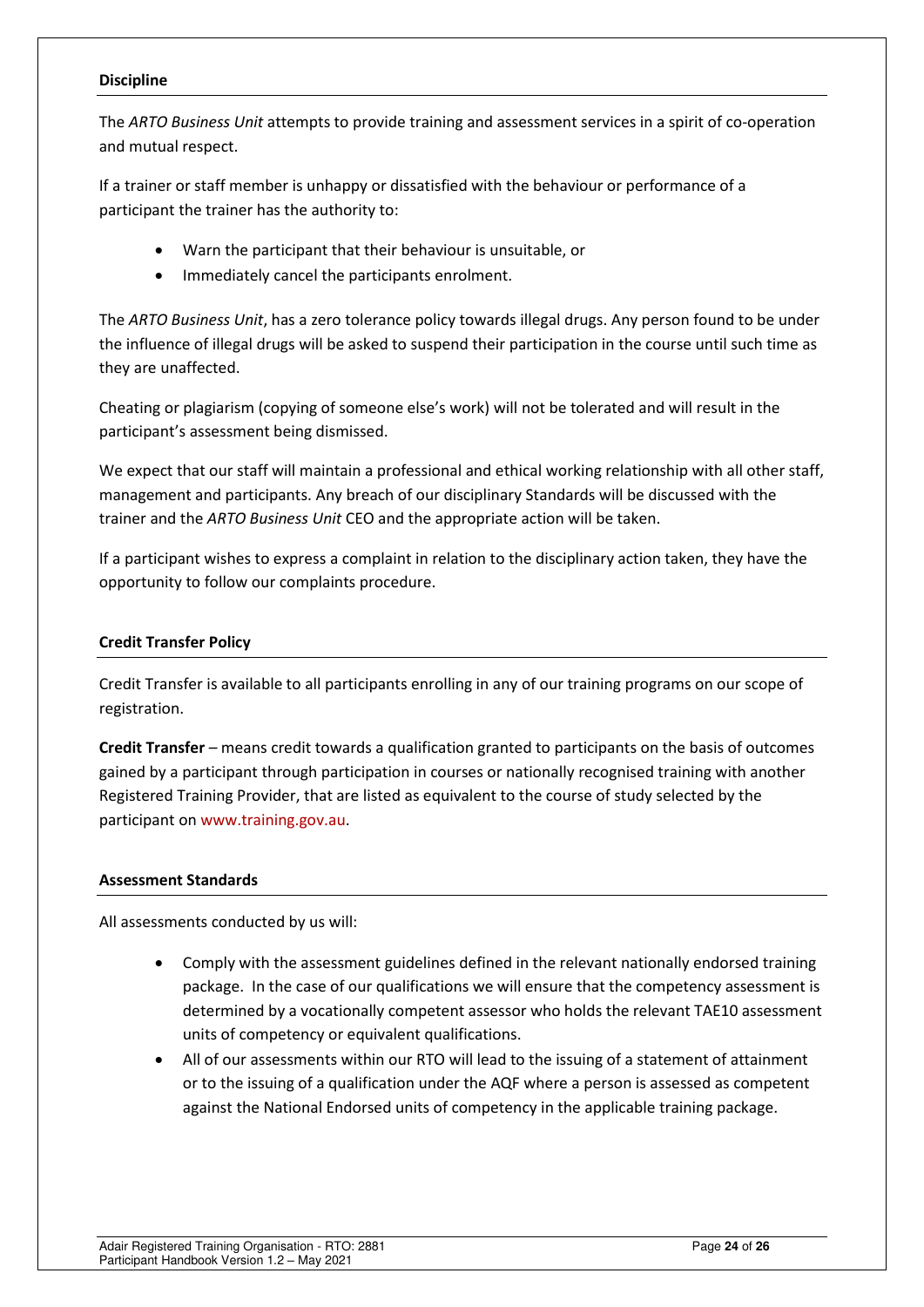### Discipline

The *ARTO Business Unit* attempts to provide training and assessment services in a spirit of co-operation and mutual respect.

If a trainer or staff member is unhappy or dissatisfied with the behaviour or performance of a participant the trainer has the authority to:

- Warn the participant that their behaviour is unsuitable, or
- Immediately cancel the participants enrolment.

The *ARTO Business Unit*, has a zero tolerance policy towards illegal drugs. Any person found to be under the influence of illegal drugs will be asked to suspend their participation in the course until such time as they are unaffected.

Cheating or plagiarism (copying of someone else's work) will not be tolerated and will result in the participant's assessment being dismissed.

We expect that our staff will maintain a professional and ethical working relationship with all other staff, management and participants. Any breach of our disciplinary Standards will be discussed with the trainer and the *ARTO Business Unit* CEO and the appropriate action will be taken.

If a participant wishes to express a complaint in relation to the disciplinary action taken, they have the opportunity to follow our complaints procedure.

### Credit Transfer Policy

Credit Transfer is available to all participants enrolling in any of our training programs on our scope of registration.

**Credit Transfer** – means credit towards a qualification granted to participants on the basis of outcomes gained by a participant through participation in courses or nationally recognised training with another Registered Training Provider, that are listed as equivalent to the course of study selected by the participant on www.training.gov.au.

### Assessment Standards

All assessments conducted by us will:

- Comply with the assessment guidelines defined in the relevant nationally endorsed training package. In the case of our qualifications we will ensure that the competency assessment is determined by a vocationally competent assessor who holds the relevant TAE10 assessment units of competency or equivalent qualifications.
- All of our assessments within our RTO will lead to the issuing of a statement of attainment or to the issuing of a qualification under the AQF where a person is assessed as competent against the National Endorsed units of competency in the applicable training package.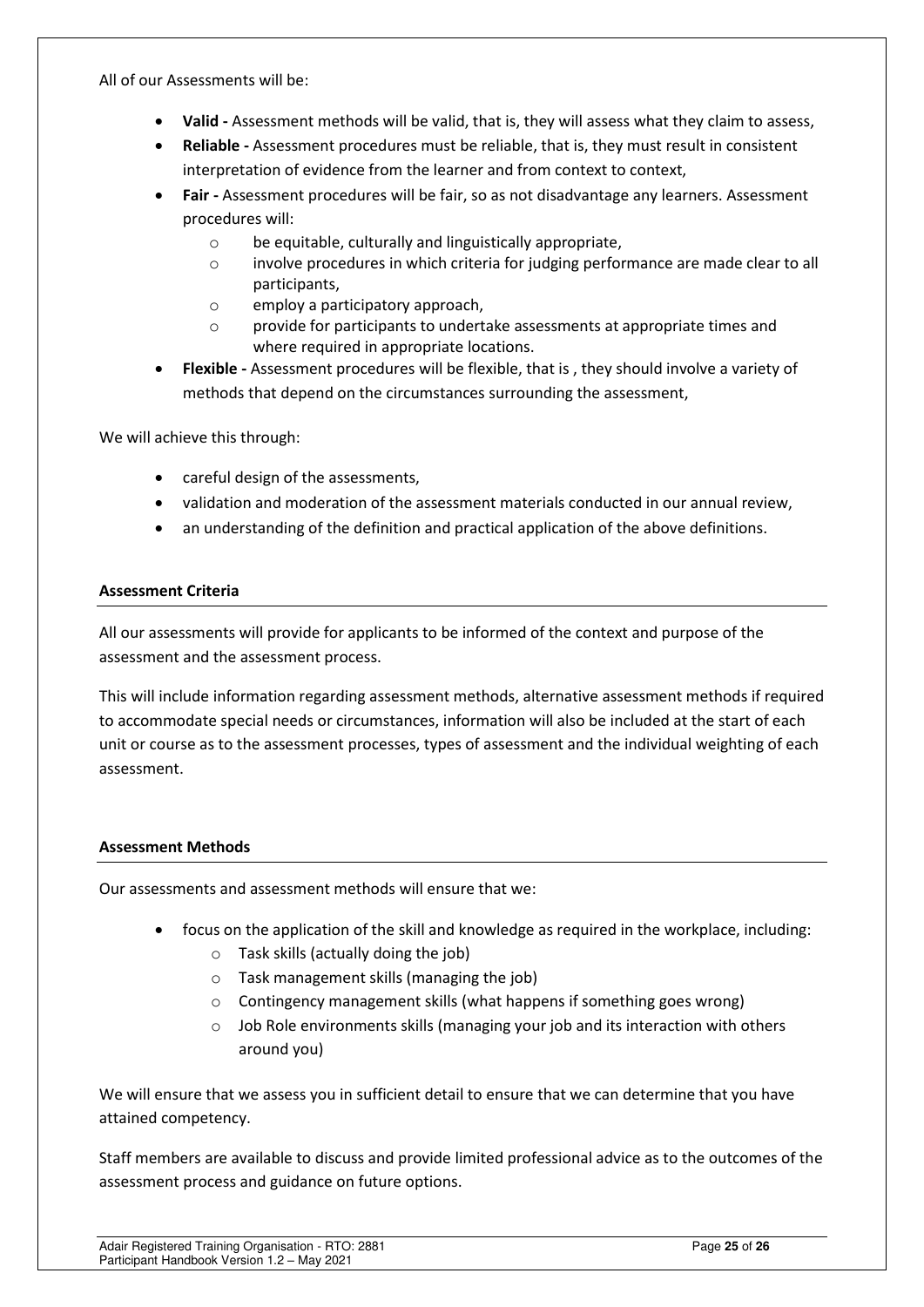All of our Assessments will be:

- **Valid -** Assessment methods will be valid, that is, they will assess what they claim to assess,
- **Reliable -** Assessment procedures must be reliable, that is, they must result in consistent interpretation of evidence from the learner and from context to context,
- **Fair -** Assessment procedures will be fair, so as not disadvantage any learners. Assessment procedures will:
  - be equitable, culturally and linguistically appropriate,
  - involve procedures in which criteria for judging performance are made clear to all participants,
  - employ a participatory approach,
  - provide for participants to undertake assessments at appropriate times and where required in appropriate locations.
- **Flexible -** Assessment procedures will be flexible, that is , they should involve a variety of methods that depend on the circumstances surrounding the assessment,

We will achieve this through:

- careful design of the assessments,
- validation and moderation of the assessment materials conducted in our annual review,
- an understanding of the definition and practical application of the above definitions.

**Assessment Criteria**

All our assessments will provide for applicants to be informed of the context and purpose of the assessment and the assessment process.

This will include information regarding assessment methods, alternative assessment methods if required to accommodate special needs or circumstances, information will also be included at the start of each unit or course as to the assessment processes, types of assessment and the individual weighting of each assessment.

**Assessment Methods**

Our assessments and assessment methods will ensure that we:

- focus on the application of the skill and knowledge as required in the workplace, including:
  - Task skills (actually doing the job)
  - Task management skills (managing the job)
  - Contingency management skills (what happens if something goes wrong)
  - Job Role environments skills (managing your job and its interaction with others around you)

We will ensure that we assess you in sufficient detail to ensure that we can determine that you have attained competency.

Staff members are available to discuss and provide limited professional advice as to the outcomes of the assessment process and guidance on future options.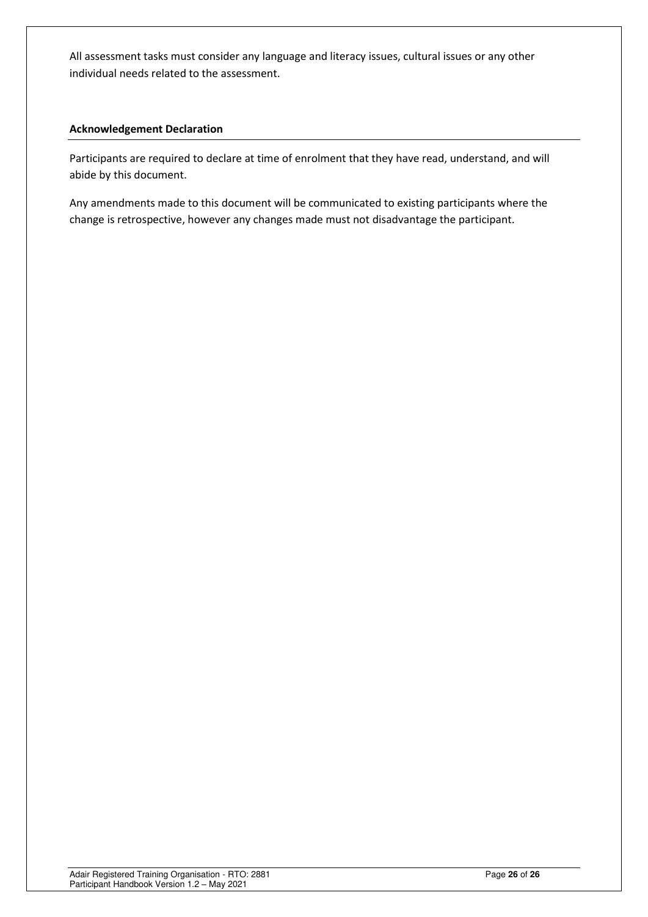All assessment tasks must consider any language and literacy issues, cultural issues or any other individual needs related to the assessment.

### Acknowledgement Declaration

Participants are required to declare at time of enrolment that they have read, understand, and will abide by this document.

Any amendments made to this document will be communicated to existing participants where the change is retrospective, however any changes made must not disadvantage the participant.